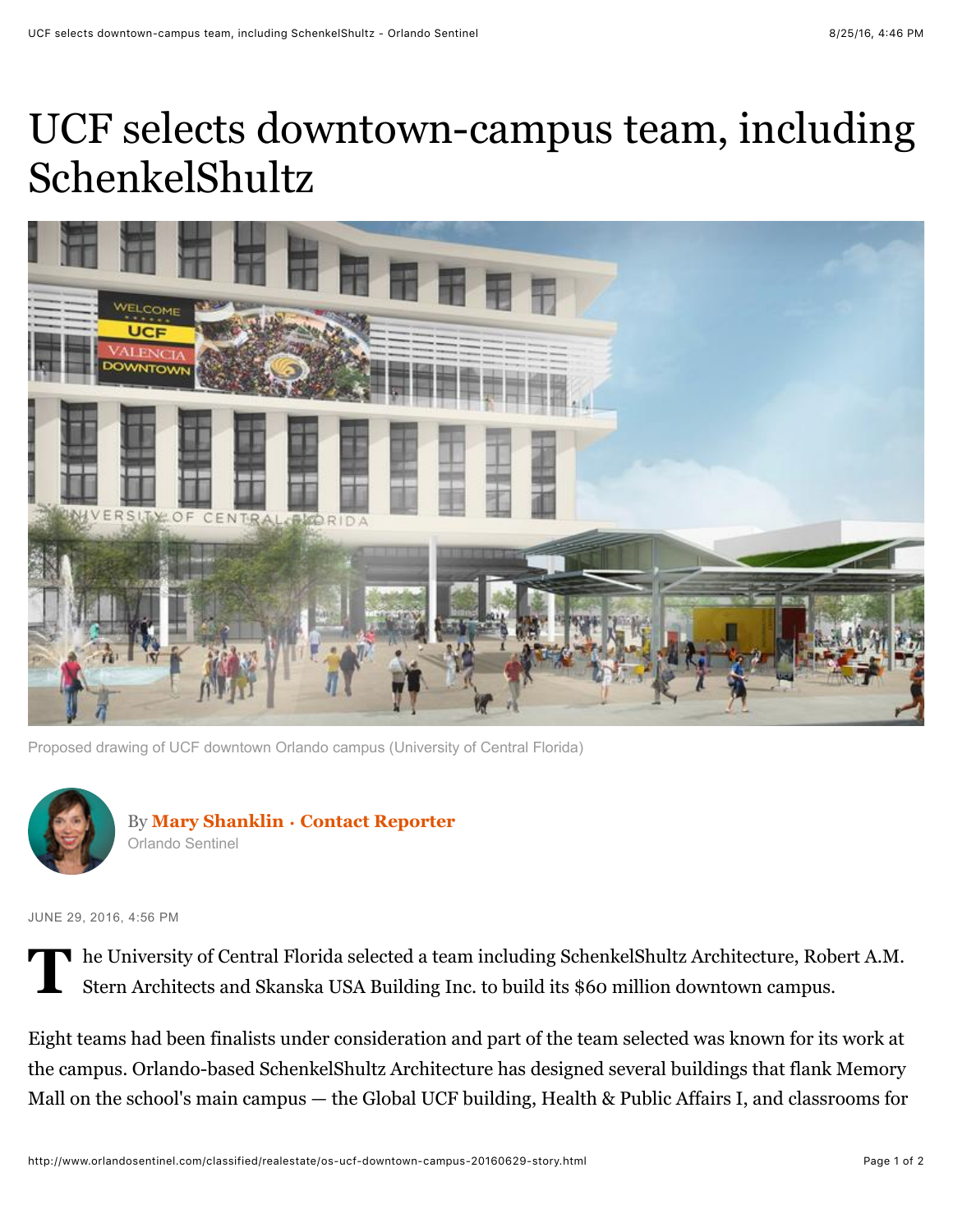# UCF selects downtown-campus team, including SchenkelShultz

Proposed drawing of UCF downtown Orlando campus (University of Central Florida)

By **Mary Shanklin · Contact Reporter**
Orlando Sentinel

JUNE 29, 2016, 4:56 PM

The University of Central Florida selected a team including SchenkelShultz Architecture, Robert A.M. Stern Architects and Skanska USA Building Inc. to build its $60 million downtown campus.

Eight teams had been finalists under consideration and part of the team selected was known for its work at the campus. Orlando-based SchenkelShultz Architecture has designed several buildings that flank Memory Mall on the school's main campus — the Global UCF building, Health & Public Affairs I, and classrooms for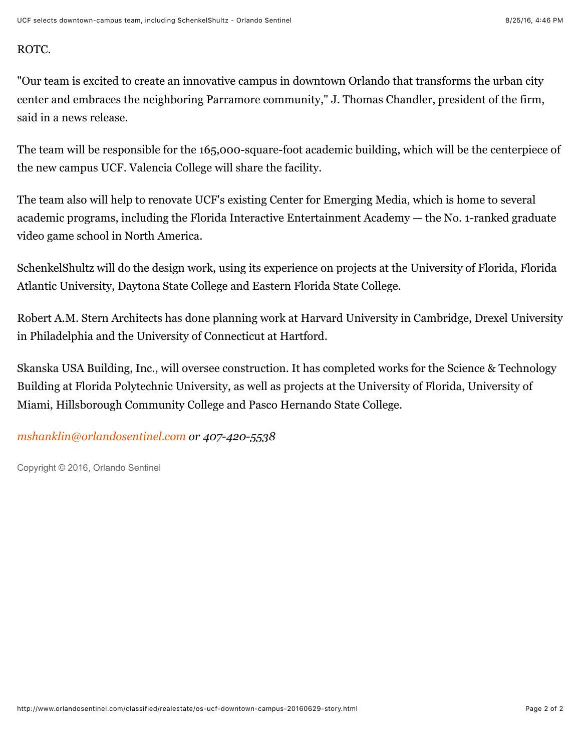ROTC.

"Our team is excited to create an innovative campus in downtown Orlando that transforms the urban city center and embraces the neighboring Parramore community," J. Thomas Chandler, president of the firm, said in a news release.

The team will be responsible for the 165,000-square-foot academic building, which will be the centerpiece of the new campus UCF. Valencia College will share the facility.

The team also will help to renovate UCF's existing Center for Emerging Media, which is home to several academic programs, including the Florida Interactive Entertainment Academy — the No. 1-ranked graduate video game school in North America.

SchenkelShultz will do the design work, using its experience on projects at the University of Florida, Florida Atlantic University, Daytona State College and Eastern Florida State College.

Robert A.M. Stern Architects has done planning work at Harvard University in Cambridge, Drexel University in Philadelphia and the University of Connecticut at Hartford.

Skanska USA Building, Inc., will oversee construction. It has completed works for the Science & Technology Building at Florida Polytechnic University, as well as projects at the University of Florida, University of Miami, Hillsborough Community College and Pasco Hernando State College.

*mshanklin@orlandosentinel.com or 407-420-5538*

Copyright © 2016, Orlando Sentinel